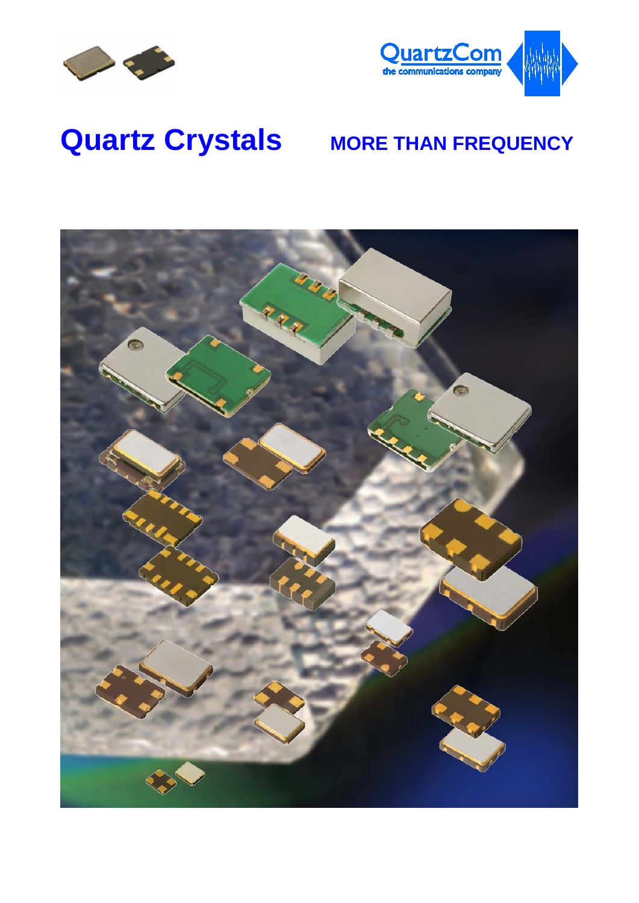QuartzCom
the communications company

# Quartz Crystals

## MORE THAN FREQUENCY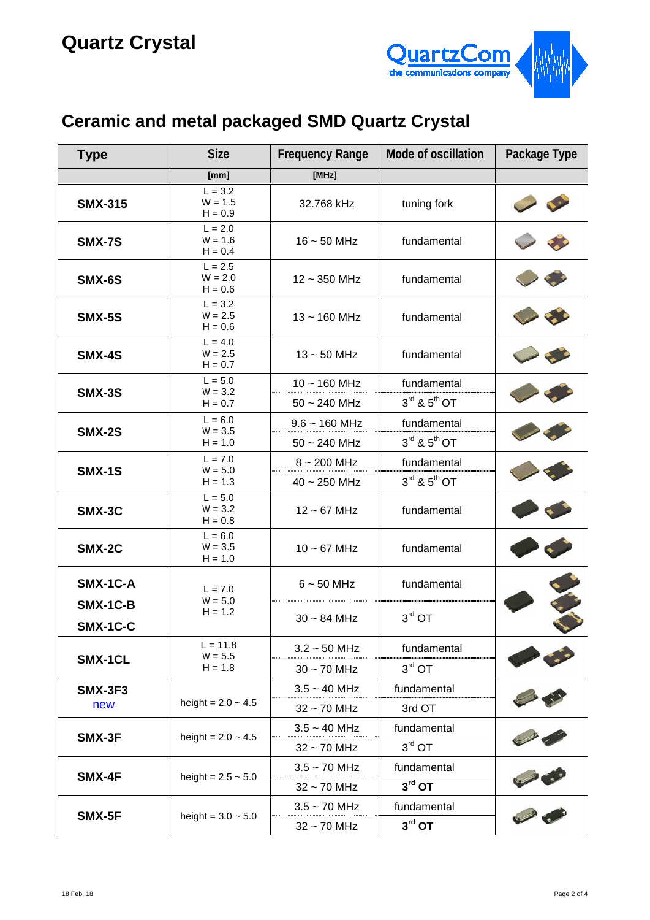# Quartz Crystal

## Ceramic and metal packaged SMD Quartz Crystal

| Type | Size | Frequency Range | Mode of oscillation | Package Type |
|---|---|---|---|---|
| | [mm] | [MHz] | | |
| **SMX-315** | L = 3.2<br>W = 1.5<br>H = 0.9 | 32.768 kHz | tuning fork | |
| **SMX-7S** | L = 2.0<br>W = 1.6<br>H = 0.4 | 16 ~ 50 MHz | fundamental | |
| **SMX-6S** | L = 2.5<br>W = 2.0<br>H = 0.6 | 12 ~ 350 MHz | fundamental | |
| **SMX-5S** | L = 3.2<br>W = 2.5<br>H = 0.6 | 13 ~ 160 MHz | fundamental | |
| **SMX-4S** | L = 4.0<br>W = 2.5<br>H = 0.7 | 13 ~ 50 MHz | fundamental | |
| **SMX-3S** | L = 5.0<br>W = 3.2<br>H = 0.7 | 10 ~ 160 MHz | fundamental | |
| | | 50 ~ 240 MHz | 3rd & 5th OT | |
| **SMX-2S** | L = 6.0<br>W = 3.5<br>H = 1.0 | 9.6 ~ 160 MHz | fundamental | |
| | | 50 ~ 240 MHz | 3rd & 5th OT | |
| **SMX-1S** | L = 7.0<br>W = 5.0<br>H = 1.3 | 8 ~ 200 MHz | fundamental | |
| | | 40 ~ 250 MHz | 3rd & 5th OT | |
| **SMX-3C** | L = 5.0<br>W = 3.2<br>H = 0.8 | 12 ~ 67 MHz | fundamental | |
| **SMX-2C** | L = 6.0<br>W = 3.5<br>H = 1.0 | 10 ~ 67 MHz | fundamental | |
| **SMX-1C-A**<br>**SMX-1C-B**<br>**SMX-1C-C** | L = 7.0<br>W = 5.0<br>H = 1.2 | 6 ~ 50 MHz | fundamental | |
| | | 30 ~ 84 MHz | 3rd OT | |
| **SMX-1CL** | L = 11.8<br>W = 5.5<br>H = 1.8 | 3.2 ~ 50 MHz | fundamental | |
| | | 30 ~ 70 MHz | 3rd OT | |
| **SMX-3F3**<br>new | height = 2.0 ~ 4.5 | 3.5 ~ 40 MHz | fundamental | |
| | | 32 ~ 70 MHz | 3rd OT | |
| **SMX-3F** | height = 2.0 ~ 4.5 | 3.5 ~ 40 MHz | fundamental | |
| | | 32 ~ 70 MHz | 3rd OT | |
| **SMX-4F** | height = 2.5 ~ 5.0 | 3.5 ~ 70 MHz | fundamental | |
| | | 32 ~ 70 MHz | **3rd OT** | |
| **SMX-5F** | height = 3.0 ~ 5.0 | 3.5 ~ 70 MHz | fundamental | |
| | | 32 ~ 70 MHz | **3rd OT** | |

18 Feb. 18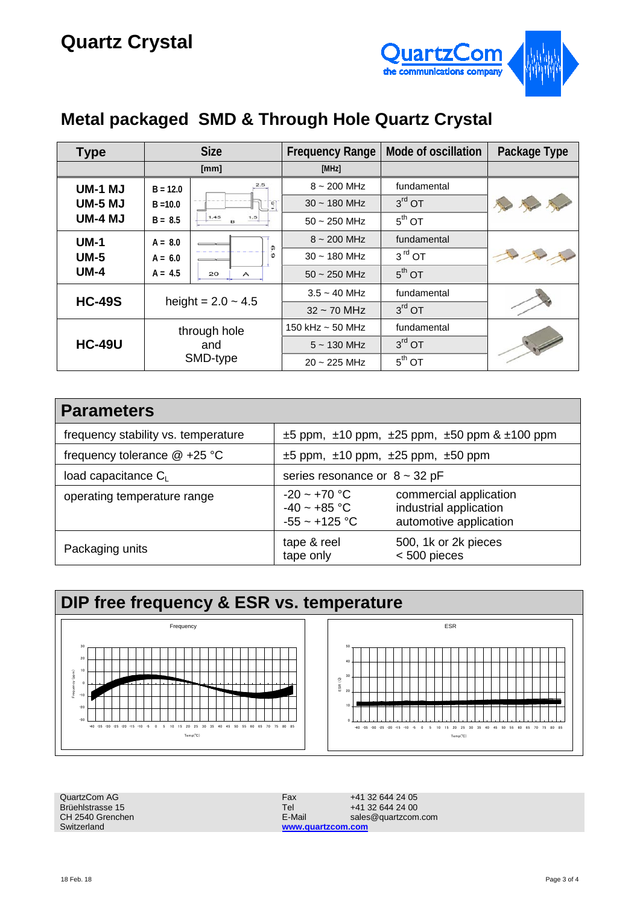# Quartz Crystal

QuartzCom
the communications company

## Metal packaged SMD & Through Hole Quartz Crystal

| Type | Size | | Frequency Range | Mode of oscillation | Package Type |
|---|---|---|---|---|---|
| | [mm] | | [MHz] | | |
| UM-1 MJ<br>UM-5 MJ<br>UM-4 MJ | B = 12.0<br>B =10.0<br>B = 8.5 | | 8 ~ 200 MHz | fundamental | |
| | | | 30 ~ 180 MHz | 3rd OT | |
| | | | 50 ~ 250 MHz | 5th OT | |
| UM-1<br>UM-5<br>UM-4 | A = 8.0<br>A = 6.0<br>A = 4.5 | | 8 ~ 200 MHz | fundamental | |
| | | | 30 ~ 180 MHz | 3rd OT | |
| | | | 50 ~ 250 MHz | 5th OT | |
| HC-49S | height = 2.0 ~ 4.5 | | 3.5 ~ 40 MHz | fundamental | |
| | | | 32 ~ 70 MHz | 3rd OT | |
| HC-49U | through hole and SMD-type | | 150 kHz ~ 50 MHz | fundamental | |
| | | | 5 ~ 130 MHz | 3rd OT | |
| | | | 20 ~ 225 MHz | 5th OT | |

## Parameters

| Parameters | | |
|---|---|---|
| frequency stability vs. temperature | ±5 ppm, ±10 ppm, ±25 ppm, ±50 ppm & ±100 ppm | |
| frequency tolerance @ +25 °C | ±5 ppm, ±10 ppm, ±25 ppm, ±50 ppm | |
| load capacitance $C_L$ | series resonance or 8 ~ 32 pF | |
| operating temperature range | -20 ~ +70 °C<br>-40 ~ +85 °C<br>-55 ~ +125 °C | commercial application<br>industrial application<br>automotive application |
| Packaging units | tape & reel<br>tape only | 500, 1k or 2k pieces<br>< 500 pieces |

## DIP free frequency & ESR vs. temperature

Frequency

ESR

QuartzCom AG
Brüehlstrasse 15
CH 2540 Grenchen
Switzerland

Fax +41 32 644 24 05
Tel +41 32 644 24 00
E-Mail sales@quartzcom.com
www.quartzcom.com

18 Feb. 18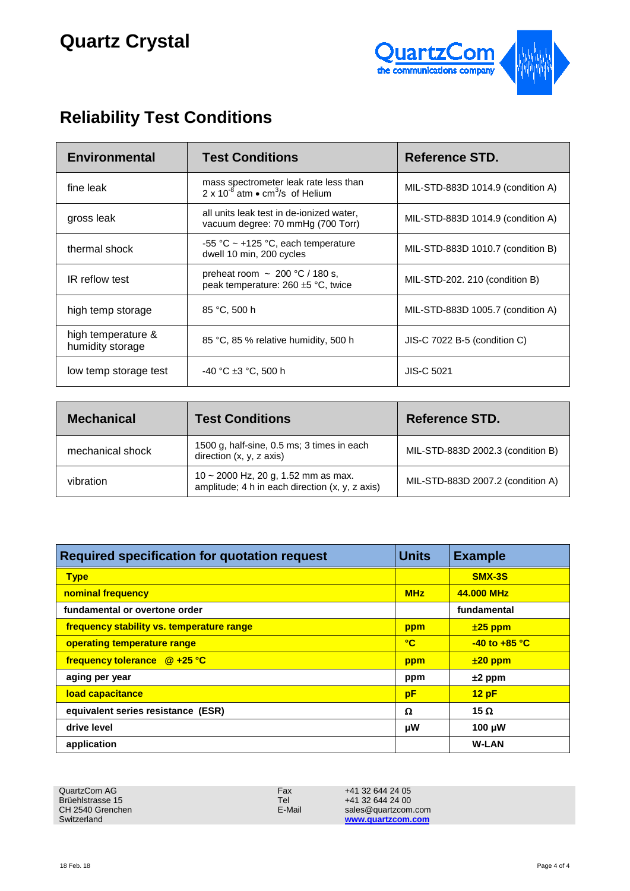# Quartz Crystal

QuartzCom
the communications company

## Reliability Test Conditions

| Environmental | Test Conditions | Reference STD. |
|---|---|---|
| fine leak | mass spectrometer leak rate less than $2 \times 10^{-8}$ atm • $cm^3$/s of Helium | MIL-STD-883D 1014.9 (condition A) |
| gross leak | all units leak test in de-ionized water, vacuum degree: 70 mmHg (700 Torr) | MIL-STD-883D 1014.9 (condition A) |
| thermal shock | -55 °C ~ +125 °C, each temperature dwell 10 min, 200 cycles | MIL-STD-883D 1010.7 (condition B) |
| IR reflow test | preheat room ~ 200 °C / 180 s, peak temperature: 260 ±5 °C, twice | MIL-STD-202. 210 (condition B) |
| high temp storage | 85 °C, 500 h | MIL-STD-883D 1005.7 (condition A) |
| high temperature & humidity storage | 85 °C, 85 % relative humidity, 500 h | JIS-C 7022 B-5 (condition C) |
| low temp storage test | -40 °C ±3 °C, 500 h | JIS-C 5021 |

| Mechanical | Test Conditions | Reference STD. |
|---|---|---|
| mechanical shock | 1500 g, half-sine, 0.5 ms; 3 times in each direction (x, y, z axis) | MIL-STD-883D 2002.3 (condition B) |
| vibration | 10 ~ 2000 Hz, 20 g, 1.52 mm as max. amplitude; 4 h in each direction (x, y, z axis) | MIL-STD-883D 2007.2 (condition A) |

| Required specification for quotation request | Units | Example |
|---|---|---|
| **Type** | | **SMX-3S** |
| **nominal frequency** | **MHz** | **44.000 MHz** |
| **fundamental or overtone order** | | **fundamental** |
| **frequency stability vs. temperature range** | **ppm** | **±25 ppm** |
| **operating temperature range** | **°C** | **-40 to +85 °C** |
| **frequency tolerance @ +25 °C** | **ppm** | **±20 ppm** |
| **aging per year** | **ppm** | **±2 ppm** |
| **load capacitance** | **pF** | **12 pF** |
| **equivalent series resistance (ESR)** | **Ω** | **15 Ω** |
| **drive level** | **µW** | **100 µW** |
| **application** | | **W-LAN** |

QuartzCom AG
Brüehlstrasse 15
CH 2540 Grenchen
Switzerland

Fax +41 32 644 24 05
Tel +41 32 644 24 00
E-Mail sales@quartzcom.com
www.quartzcom.com

18 Feb. 18